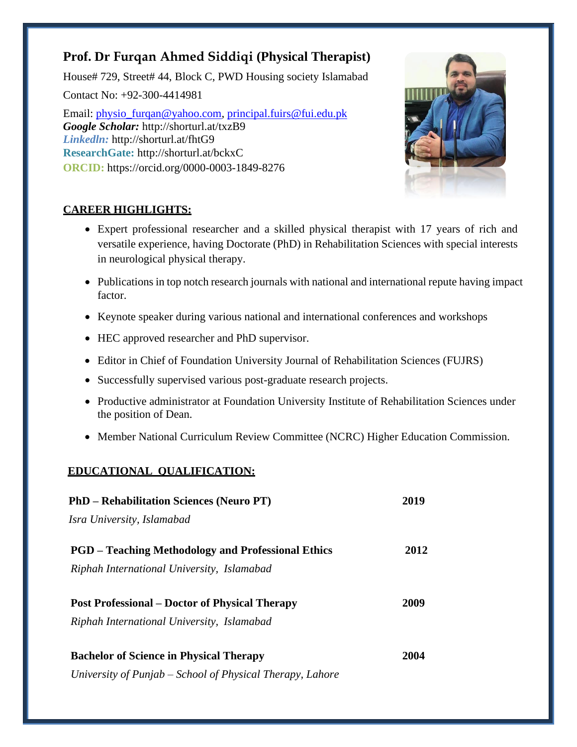# Prof. Dr Furqan Ahmed Siddiqi (Physical Therapist)

House# 729, Street# 44, Block C, PWD Housing society Islamabad

Contact No: +92-300-4414981

Email: physio_furqan@yahoo.com, principal.fuirs@fui.edu.pk
***Google Scholar:*** http://shorturl.at/txzB9
***Linkedln:*** http://shorturl.at/fhtG9
**ResearchGate:** http://shorturl.at/bckxC
**ORCID:** https://orcid.org/0000-0003-1849-8276

## CAREER HIGHLIGHTS:

- Expert professional researcher and a skilled physical therapist with 17 years of rich and versatile experience, having Doctorate (PhD) in Rehabilitation Sciences with special interests in neurological physical therapy.
- Publications in top notch research journals with national and international repute having impact factor.
- Keynote speaker during various national and international conferences and workshops
- HEC approved researcher and PhD supervisor.
- Editor in Chief of Foundation University Journal of Rehabilitation Sciences (FUJRS)
- Successfully supervised various post-graduate research projects.
- Productive administrator at Foundation University Institute of Rehabilitation Sciences under the position of Dean.
- Member National Curriculum Review Committee (NCRC) Higher Education Commission.

## EDUCATIONAL QUALIFICATION:

**PhD – Rehabilitation Sciences (Neuro PT)** **2019**
*Isra University, Islamabad*

**PGD – Teaching Methodology and Professional Ethics** **2012**
*Riphah International University, Islamabad*

**Post Professional – Doctor of Physical Therapy** **2009**
*Riphah International University, Islamabad*

**Bachelor of Science in Physical Therapy** **2004**
*University of Punjab – School of Physical Therapy, Lahore*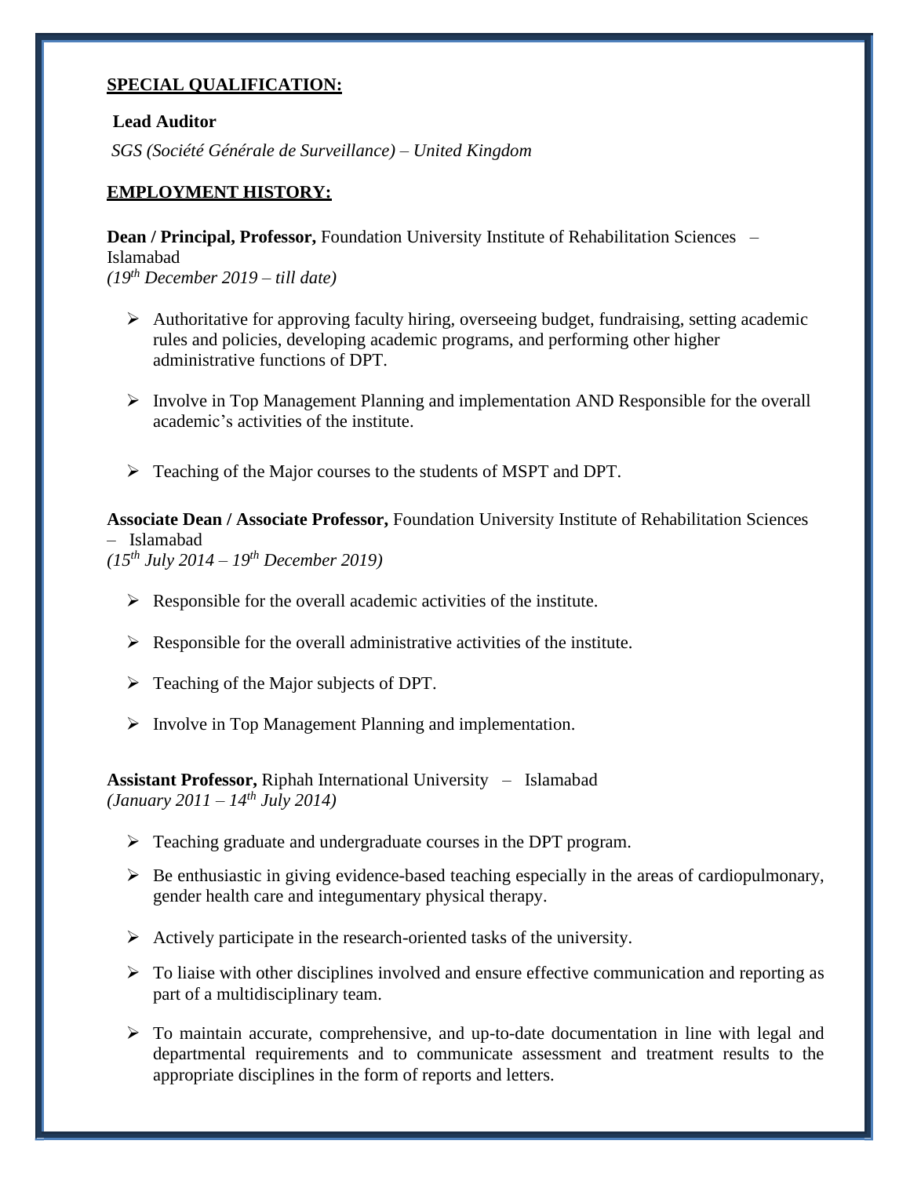## SPECIAL QUALIFICATION:

**Lead Auditor**

*SGS (Société Générale de Surveillance) – United Kingdom*

## EMPLOYMENT HISTORY:

**Dean / Principal, Professor,** Foundation University Institute of Rehabilitation Sciences – Islamabad
*(19th December 2019 – till date)*

- Authoritative for approving faculty hiring, overseeing budget, fundraising, setting academic rules and policies, developing academic programs, and performing other higher administrative functions of DPT.
- Involve in Top Management Planning and implementation AND Responsible for the overall academic's activities of the institute.
- Teaching of the Major courses to the students of MSPT and DPT.

**Associate Dean / Associate Professor,** Foundation University Institute of Rehabilitation Sciences – Islamabad
*(15th July 2014 – 19th December 2019)*

- Responsible for the overall academic activities of the institute.
- Responsible for the overall administrative activities of the institute.
- Teaching of the Major subjects of DPT.
- Involve in Top Management Planning and implementation.

**Assistant Professor,** Riphah International University – Islamabad
*(January 2011 – 14th July 2014)*

- Teaching graduate and undergraduate courses in the DPT program.
- Be enthusiastic in giving evidence-based teaching especially in the areas of cardiopulmonary, gender health care and integumentary physical therapy.
- Actively participate in the research-oriented tasks of the university.
- To liaise with other disciplines involved and ensure effective communication and reporting as part of a multidisciplinary team.
- To maintain accurate, comprehensive, and up-to-date documentation in line with legal and departmental requirements and to communicate assessment and treatment results to the appropriate disciplines in the form of reports and letters.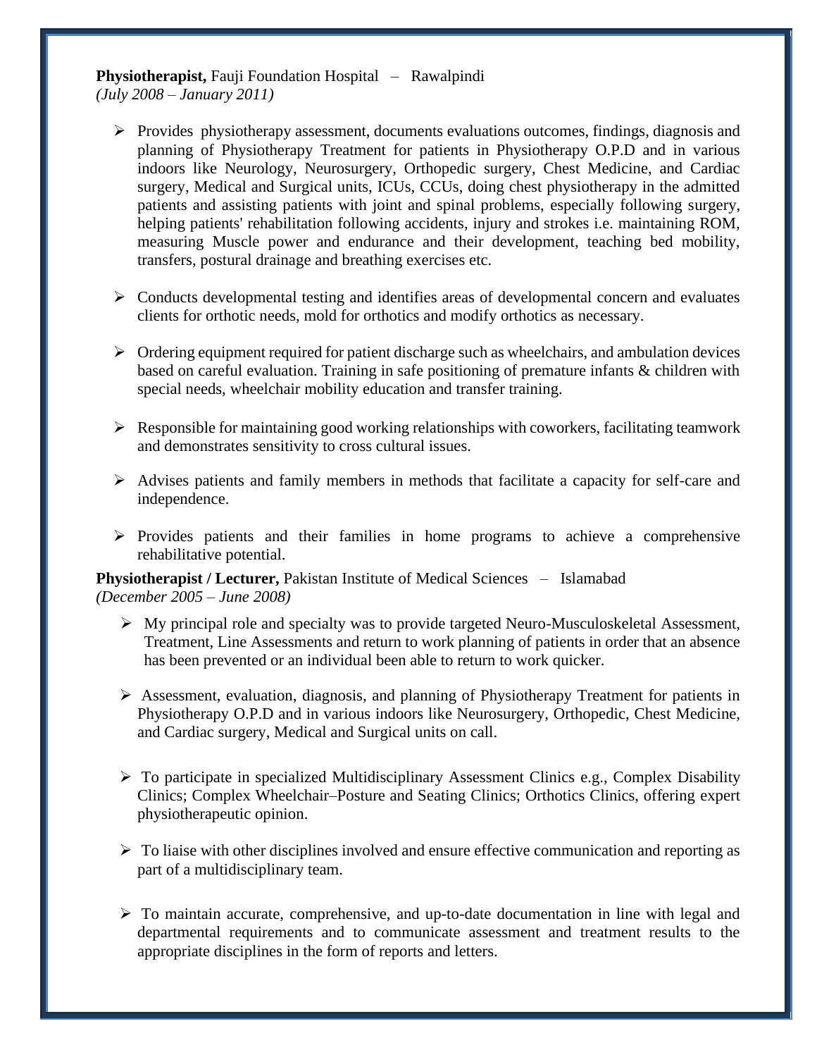**Physiotherapist,** Fauji Foundation Hospital – Rawalpindi
*(July 2008 – January 2011)*

- Provides physiotherapy assessment, documents evaluations outcomes, findings, diagnosis and planning of Physiotherapy Treatment for patients in Physiotherapy O.P.D and in various indoors like Neurology, Neurosurgery, Orthopedic surgery, Chest Medicine, and Cardiac surgery, Medical and Surgical units, ICUs, CCUs, doing chest physiotherapy in the admitted patients and assisting patients with joint and spinal problems, especially following surgery, helping patients' rehabilitation following accidents, injury and strokes i.e. maintaining ROM, measuring Muscle power and endurance and their development, teaching bed mobility, transfers, postural drainage and breathing exercises etc.

- Conducts developmental testing and identifies areas of developmental concern and evaluates clients for orthotic needs, mold for orthotics and modify orthotics as necessary.

- Ordering equipment required for patient discharge such as wheelchairs, and ambulation devices based on careful evaluation. Training in safe positioning of premature infants & children with special needs, wheelchair mobility education and transfer training.

- Responsible for maintaining good working relationships with coworkers, facilitating teamwork and demonstrates sensitivity to cross cultural issues.

- Advises patients and family members in methods that facilitate a capacity for self-care and independence.

- Provides patients and their families in home programs to achieve a comprehensive rehabilitative potential.

**Physiotherapist / Lecturer,** Pakistan Institute of Medical Sciences – Islamabad
*(December 2005 – June 2008)*

- My principal role and specialty was to provide targeted Neuro-Musculoskeletal Assessment, Treatment, Line Assessments and return to work planning of patients in order that an absence has been prevented or an individual been able to return to work quicker.

- Assessment, evaluation, diagnosis, and planning of Physiotherapy Treatment for patients in Physiotherapy O.P.D and in various indoors like Neurosurgery, Orthopedic, Chest Medicine, and Cardiac surgery, Medical and Surgical units on call.

- To participate in specialized Multidisciplinary Assessment Clinics e.g., Complex Disability Clinics; Complex Wheelchair–Posture and Seating Clinics; Orthotics Clinics, offering expert physiotherapeutic opinion.

- To liaise with other disciplines involved and ensure effective communication and reporting as part of a multidisciplinary team.

- To maintain accurate, comprehensive, and up-to-date documentation in line with legal and departmental requirements and to communicate assessment and treatment results to the appropriate disciplines in the form of reports and letters.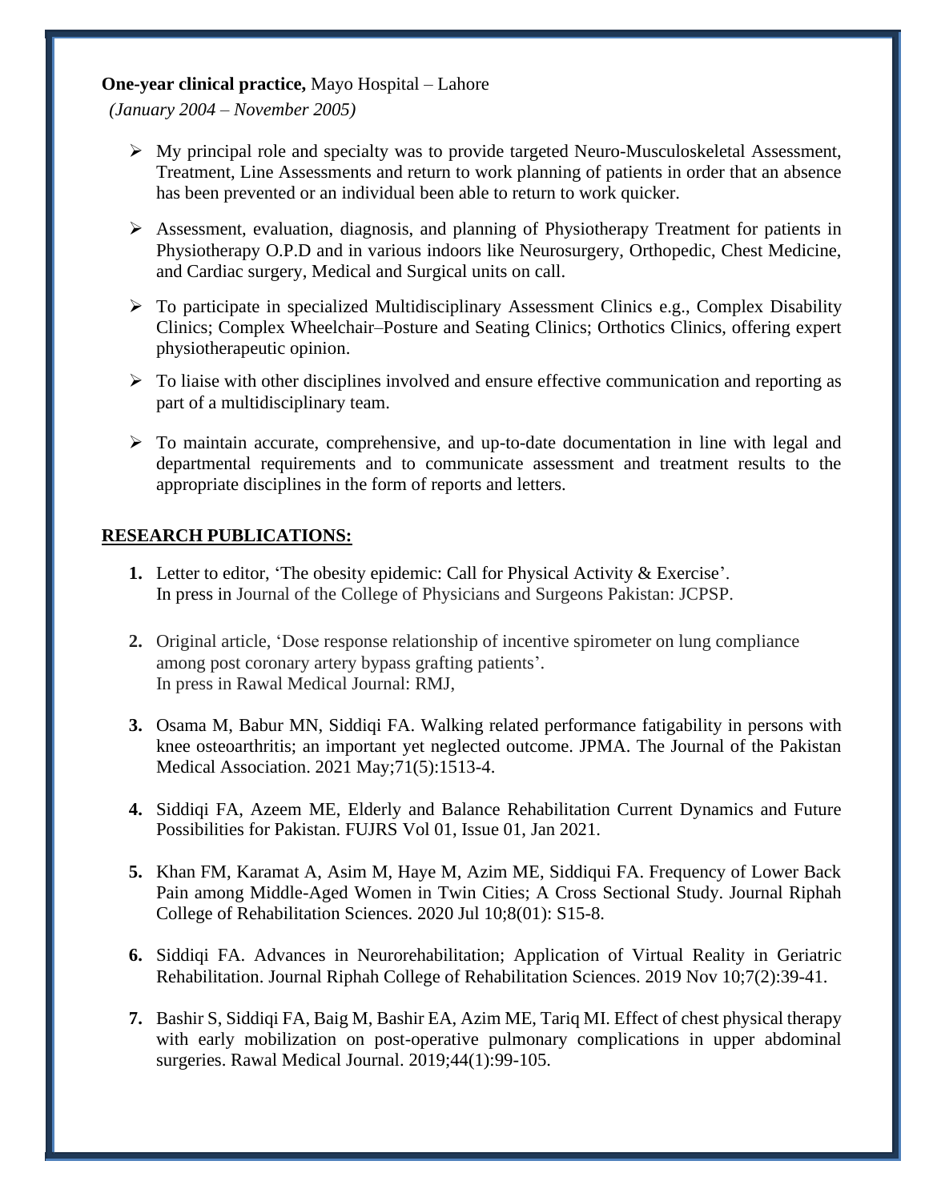**One-year clinical practice,** Mayo Hospital – Lahore

*(January 2004 – November 2005)*

- My principal role and specialty was to provide targeted Neuro-Musculoskeletal Assessment, Treatment, Line Assessments and return to work planning of patients in order that an absence has been prevented or an individual been able to return to work quicker.
- Assessment, evaluation, diagnosis, and planning of Physiotherapy Treatment for patients in Physiotherapy O.P.D and in various indoors like Neurosurgery, Orthopedic, Chest Medicine, and Cardiac surgery, Medical and Surgical units on call.
- To participate in specialized Multidisciplinary Assessment Clinics e.g., Complex Disability Clinics; Complex Wheelchair–Posture and Seating Clinics; Orthotics Clinics, offering expert physiotherapeutic opinion.
- To liaise with other disciplines involved and ensure effective communication and reporting as part of a multidisciplinary team.
- To maintain accurate, comprehensive, and up-to-date documentation in line with legal and departmental requirements and to communicate assessment and treatment results to the appropriate disciplines in the form of reports and letters.

## RESEARCH PUBLICATIONS:

1. Letter to editor, 'The obesity epidemic: Call for Physical Activity & Exercise'.
   In press in Journal of the College of Physicians and Surgeons Pakistan: JCPSP.
2. Original article, 'Dose response relationship of incentive spirometer on lung compliance among post coronary artery bypass grafting patients'.
   In press in Rawal Medical Journal: RMJ,
3. Osama M, Babur MN, Siddiqi FA. Walking related performance fatigability in persons with knee osteoarthritis; an important yet neglected outcome. JPMA. The Journal of the Pakistan Medical Association. 2021 May;71(5):1513-4.
4. Siddiqi FA, Azeem ME, Elderly and Balance Rehabilitation Current Dynamics and Future Possibilities for Pakistan. FUJRS Vol 01, Issue 01, Jan 2021.
5. Khan FM, Karamat A, Asim M, Haye M, Azim ME, Siddiqui FA. Frequency of Lower Back Pain among Middle-Aged Women in Twin Cities; A Cross Sectional Study. Journal Riphah College of Rehabilitation Sciences. 2020 Jul 10;8(01): S15-8.
6. Siddiqi FA. Advances in Neurorehabilitation; Application of Virtual Reality in Geriatric Rehabilitation. Journal Riphah College of Rehabilitation Sciences. 2019 Nov 10;7(2):39-41.
7. Bashir S, Siddiqi FA, Baig M, Bashir EA, Azim ME, Tariq MI. Effect of chest physical therapy with early mobilization on post-operative pulmonary complications in upper abdominal surgeries. Rawal Medical Journal. 2019;44(1):99-105.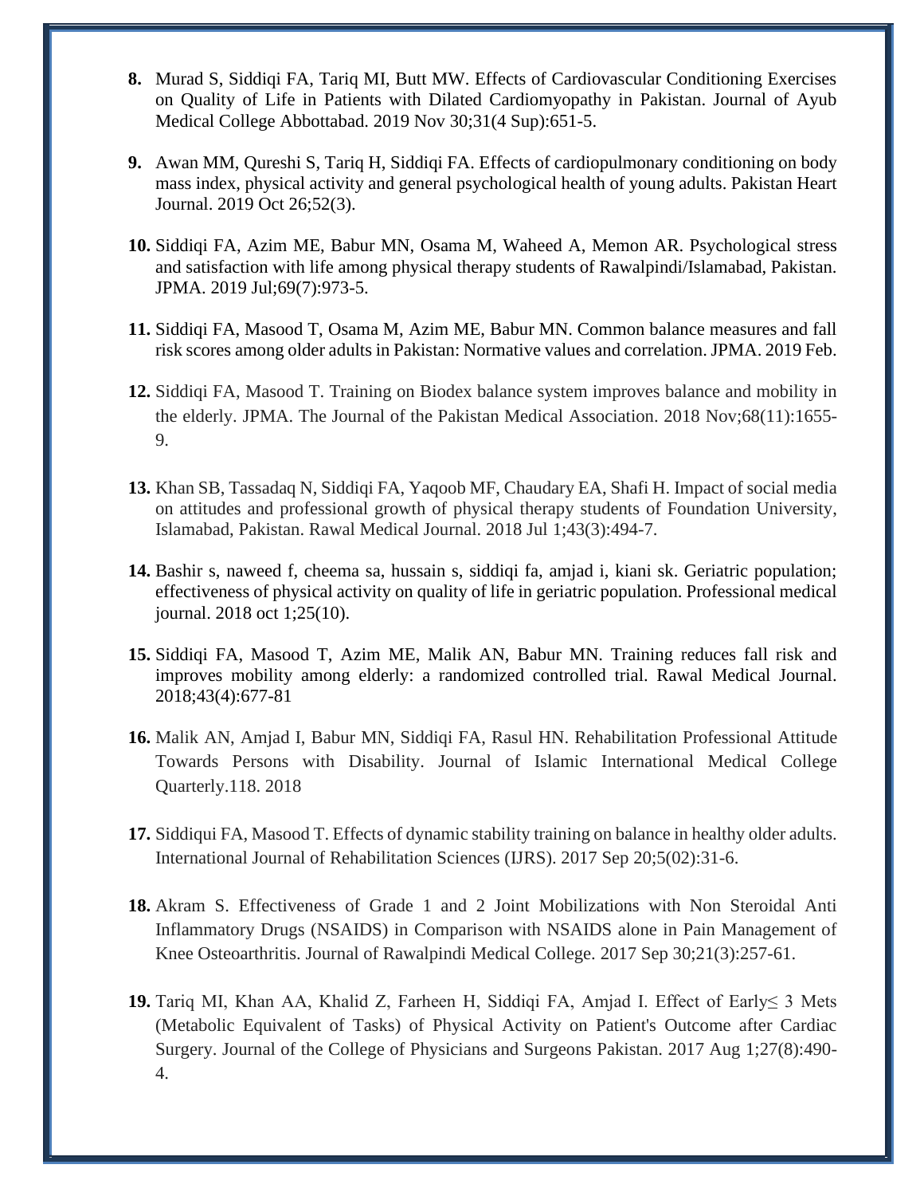8. Murad S, Siddiqi FA, Tariq MI, Butt MW. Effects of Cardiovascular Conditioning Exercises on Quality of Life in Patients with Dilated Cardiomyopathy in Pakistan. Journal of Ayub Medical College Abbottabad. 2019 Nov 30;31(4 Sup):651-5.

9. Awan MM, Qureshi S, Tariq H, Siddiqi FA. Effects of cardiopulmonary conditioning on body mass index, physical activity and general psychological health of young adults. Pakistan Heart Journal. 2019 Oct 26;52(3).

10. Siddiqi FA, Azim ME, Babur MN, Osama M, Waheed A, Memon AR. Psychological stress and satisfaction with life among physical therapy students of Rawalpindi/Islamabad, Pakistan. JPMA. 2019 Jul;69(7):973-5.

11. Siddiqi FA, Masood T, Osama M, Azim ME, Babur MN. Common balance measures and fall risk scores among older adults in Pakistan: Normative values and correlation. JPMA. 2019 Feb.

12. Siddiqi FA, Masood T. Training on Biodex balance system improves balance and mobility in the elderly. JPMA. The Journal of the Pakistan Medical Association. 2018 Nov;68(11):1655-9.

13. Khan SB, Tassadaq N, Siddiqi FA, Yaqoob MF, Chaudary EA, Shafi H. Impact of social media on attitudes and professional growth of physical therapy students of Foundation University, Islamabad, Pakistan. Rawal Medical Journal. 2018 Jul 1;43(3):494-7.

14. Bashir s, naweed f, cheema sa, hussain s, siddiqi fa, amjad i, kiani sk. Geriatric population; effectiveness of physical activity on quality of life in geriatric population. Professional medical journal. 2018 oct 1;25(10).

15. Siddiqi FA, Masood T, Azim ME, Malik AN, Babur MN. Training reduces fall risk and improves mobility among elderly: a randomized controlled trial. Rawal Medical Journal. 2018;43(4):677-81

16. Malik AN, Amjad I, Babur MN, Siddiqi FA, Rasul HN. Rehabilitation Professional Attitude Towards Persons with Disability. Journal of Islamic International Medical College Quarterly.118. 2018

17. Siddiqui FA, Masood T. Effects of dynamic stability training on balance in healthy older adults. International Journal of Rehabilitation Sciences (IJRS). 2017 Sep 20;5(02):31-6.

18. Akram S. Effectiveness of Grade 1 and 2 Joint Mobilizations with Non Steroidal Anti Inflammatory Drugs (NSAIDS) in Comparison with NSAIDS alone in Pain Management of Knee Osteoarthritis. Journal of Rawalpindi Medical College. 2017 Sep 30;21(3):257-61.

19. Tariq MI, Khan AA, Khalid Z, Farheen H, Siddiqi FA, Amjad I. Effect of Early≤ 3 Mets (Metabolic Equivalent of Tasks) of Physical Activity on Patient's Outcome after Cardiac Surgery. Journal of the College of Physicians and Surgeons Pakistan. 2017 Aug 1;27(8):490-4.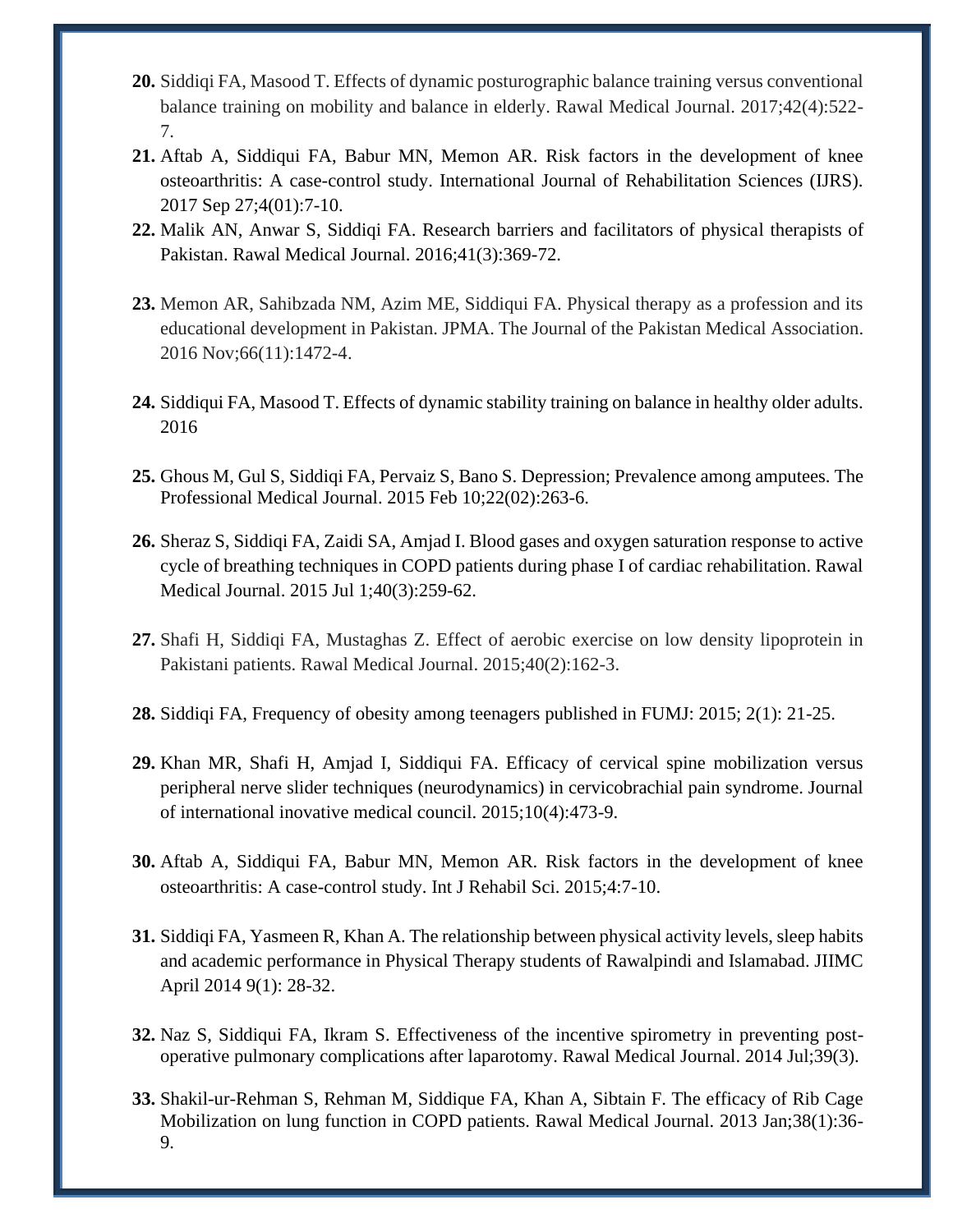**20.** Siddiqi FA, Masood T. Effects of dynamic posturographic balance training versus conventional balance training on mobility and balance in elderly. Rawal Medical Journal. 2017;42(4):522-7.

**21.** Aftab A, Siddiqui FA, Babur MN, Memon AR. Risk factors in the development of knee osteoarthritis: A case-control study. International Journal of Rehabilitation Sciences (IJRS). 2017 Sep 27;4(01):7-10.

**22.** Malik AN, Anwar S, Siddiqi FA. Research barriers and facilitators of physical therapists of Pakistan. Rawal Medical Journal. 2016;41(3):369-72.

**23.** Memon AR, Sahibzada NM, Azim ME, Siddiqui FA. Physical therapy as a profession and its educational development in Pakistan. JPMA. The Journal of the Pakistan Medical Association. 2016 Nov;66(11):1472-4.

**24.** Siddiqui FA, Masood T. Effects of dynamic stability training on balance in healthy older adults. 2016

**25.** Ghous M, Gul S, Siddiqi FA, Pervaiz S, Bano S. Depression; Prevalence among amputees. The Professional Medical Journal. 2015 Feb 10;22(02):263-6.

**26.** Sheraz S, Siddiqi FA, Zaidi SA, Amjad I. Blood gases and oxygen saturation response to active cycle of breathing techniques in COPD patients during phase I of cardiac rehabilitation. Rawal Medical Journal. 2015 Jul 1;40(3):259-62.

**27.** Shafi H, Siddiqi FA, Mustaghas Z. Effect of aerobic exercise on low density lipoprotein in Pakistani patients. Rawal Medical Journal. 2015;40(2):162-3.

**28.** Siddiqi FA, Frequency of obesity among teenagers published in FUMJ: 2015; 2(1): 21-25.

**29.** Khan MR, Shafi H, Amjad I, Siddiqui FA. Efficacy of cervical spine mobilization versus peripheral nerve slider techniques (neurodynamics) in cervicobrachial pain syndrome. Journal of international inovative medical council. 2015;10(4):473-9.

**30.** Aftab A, Siddiqui FA, Babur MN, Memon AR. Risk factors in the development of knee osteoarthritis: A case-control study. Int J Rehabil Sci. 2015;4:7-10.

**31.** Siddiqi FA, Yasmeen R, Khan A. The relationship between physical activity levels, sleep habits and academic performance in Physical Therapy students of Rawalpindi and Islamabad. JIIMC April 2014 9(1): 28-32.

**32.** Naz S, Siddiqui FA, Ikram S. Effectiveness of the incentive spirometry in preventing post-operative pulmonary complications after laparotomy. Rawal Medical Journal. 2014 Jul;39(3).

**33.** Shakil-ur-Rehman S, Rehman M, Siddique FA, Khan A, Sibtain F. The efficacy of Rib Cage Mobilization on lung function in COPD patients. Rawal Medical Journal. 2013 Jan;38(1):36-9.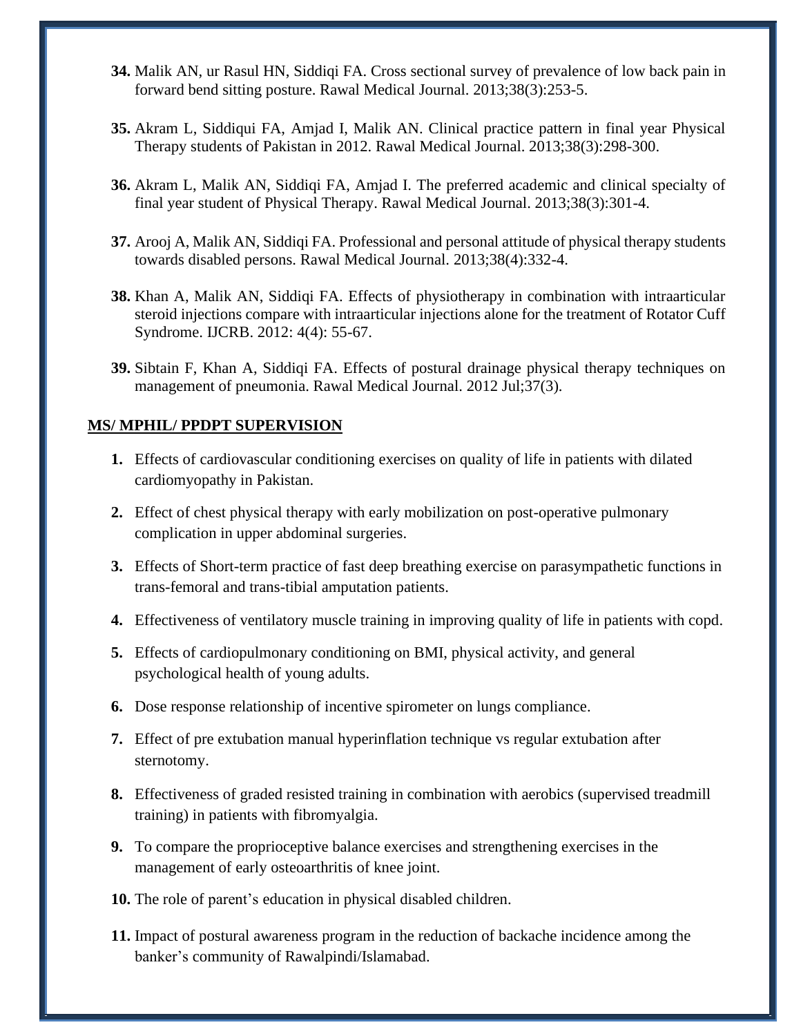**34.** Malik AN, ur Rasul HN, Siddiqi FA. Cross sectional survey of prevalence of low back pain in forward bend sitting posture. Rawal Medical Journal. 2013;38(3):253-5.

**35.** Akram L, Siddiqui FA, Amjad I, Malik AN. Clinical practice pattern in final year Physical Therapy students of Pakistan in 2012. Rawal Medical Journal. 2013;38(3):298-300.

**36.** Akram L, Malik AN, Siddiqi FA, Amjad I. The preferred academic and clinical specialty of final year student of Physical Therapy. Rawal Medical Journal. 2013;38(3):301-4.

**37.** Arooj A, Malik AN, Siddiqi FA. Professional and personal attitude of physical therapy students towards disabled persons. Rawal Medical Journal. 2013;38(4):332-4.

**38.** Khan A, Malik AN, Siddiqi FA. Effects of physiotherapy in combination with intraarticular steroid injections compare with intraarticular injections alone for the treatment of Rotator Cuff Syndrome. IJCRB. 2012: 4(4): 55-67.

**39.** Sibtain F, Khan A, Siddiqi FA. Effects of postural drainage physical therapy techniques on management of pneumonia. Rawal Medical Journal. 2012 Jul;37(3).

## MS/ MPHIL/ PPDPT SUPERVISION

1. Effects of cardiovascular conditioning exercises on quality of life in patients with dilated cardiomyopathy in Pakistan.
2. Effect of chest physical therapy with early mobilization on post-operative pulmonary complication in upper abdominal surgeries.
3. Effects of Short-term practice of fast deep breathing exercise on parasympathetic functions in trans-femoral and trans-tibial amputation patients.
4. Effectiveness of ventilatory muscle training in improving quality of life in patients with copd.
5. Effects of cardiopulmonary conditioning on BMI, physical activity, and general psychological health of young adults.
6. Dose response relationship of incentive spirometer on lungs compliance.
7. Effect of pre extubation manual hyperinflation technique vs regular extubation after sternotomy.
8. Effectiveness of graded resisted training in combination with aerobics (supervised treadmill training) in patients with fibromyalgia.
9. To compare the proprioceptive balance exercises and strengthening exercises in the management of early osteoarthritis of knee joint.
10. The role of parent's education in physical disabled children.
11. Impact of postural awareness program in the reduction of backache incidence among the banker's community of Rawalpindi/Islamabad.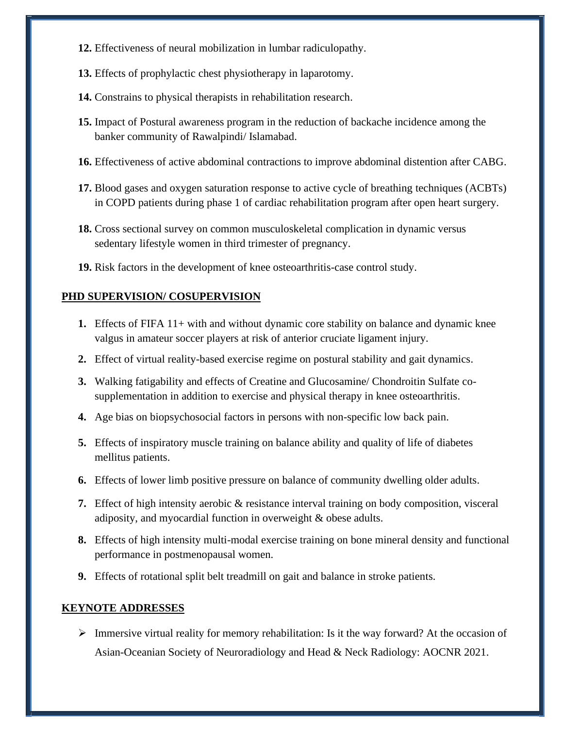12. Effectiveness of neural mobilization in lumbar radiculopathy.

13. Effects of prophylactic chest physiotherapy in laparotomy.

14. Constrains to physical therapists in rehabilitation research.

15. Impact of Postural awareness program in the reduction of backache incidence among the banker community of Rawalpindi/ Islamabad.

16. Effectiveness of active abdominal contractions to improve abdominal distention after CABG.

17. Blood gases and oxygen saturation response to active cycle of breathing techniques (ACBTs) in COPD patients during phase 1 of cardiac rehabilitation program after open heart surgery.

18. Cross sectional survey on common musculoskeletal complication in dynamic versus sedentary lifestyle women in third trimester of pregnancy.

19. Risk factors in the development of knee osteoarthritis-case control study.

## PHD SUPERVISION/ COSUPERVISION

1. Effects of FIFA 11+ with and without dynamic core stability on balance and dynamic knee valgus in amateur soccer players at risk of anterior cruciate ligament injury.
2. Effect of virtual reality-based exercise regime on postural stability and gait dynamics.
3. Walking fatigability and effects of Creatine and Glucosamine/ Chondroitin Sulfate co-supplementation in addition to exercise and physical therapy in knee osteoarthritis.
4. Age bias on biopsychosocial factors in persons with non-specific low back pain.
5. Effects of inspiratory muscle training on balance ability and quality of life of diabetes mellitus patients.
6. Effects of lower limb positive pressure on balance of community dwelling older adults.
7. Effect of high intensity aerobic & resistance interval training on body composition, visceral adiposity, and myocardial function in overweight & obese adults.
8. Effects of high intensity multi-modal exercise training on bone mineral density and functional performance in postmenopausal women.
9. Effects of rotational split belt treadmill on gait and balance in stroke patients.

## KEYNOTE ADDRESSES

- Immersive virtual reality for memory rehabilitation: Is it the way forward? At the occasion of Asian-Oceanian Society of Neuroradiology and Head & Neck Radiology: AOCNR 2021.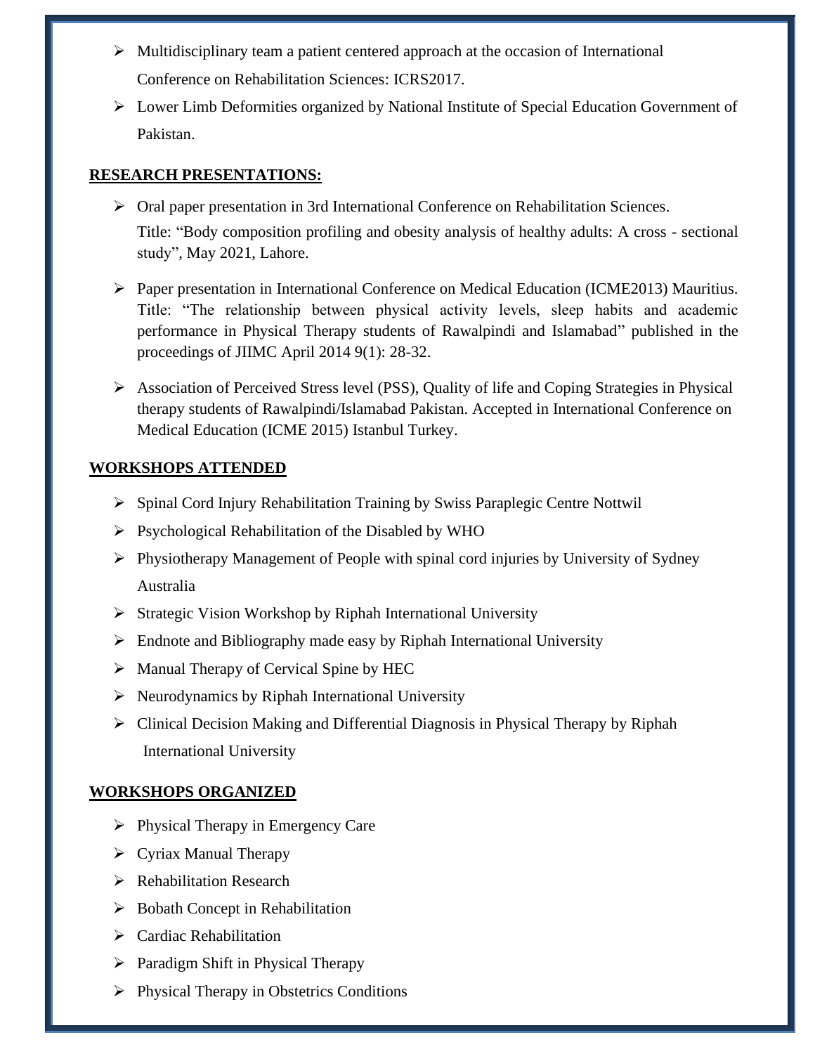- Multidisciplinary team a patient centered approach at the occasion of International Conference on Rehabilitation Sciences: ICRS2017.
- Lower Limb Deformities organized by National Institute of Special Education Government of Pakistan.

## RESEARCH PRESENTATIONS:

- Oral paper presentation in 3rd International Conference on Rehabilitation Sciences. Title: “Body composition profiling and obesity analysis of healthy adults: A cross - sectional study”, May 2021, Lahore.
- Paper presentation in International Conference on Medical Education (ICME2013) Mauritius. Title: “The relationship between physical activity levels, sleep habits and academic performance in Physical Therapy students of Rawalpindi and Islamabad” published in the proceedings of JIIMC April 2014 9(1): 28-32.
- Association of Perceived Stress level (PSS), Quality of life and Coping Strategies in Physical therapy students of Rawalpindi/Islamabad Pakistan. Accepted in International Conference on Medical Education (ICME 2015) Istanbul Turkey.

## WORKSHOPS ATTENDED

- Spinal Cord Injury Rehabilitation Training by Swiss Paraplegic Centre Nottwil
- Psychological Rehabilitation of the Disabled by WHO
- Physiotherapy Management of People with spinal cord injuries by University of Sydney Australia
- Strategic Vision Workshop by Riphah International University
- Endnote and Bibliography made easy by Riphah International University
- Manual Therapy of Cervical Spine by HEC
- Neurodynamics by Riphah International University
- Clinical Decision Making and Differential Diagnosis in Physical Therapy by Riphah International University

## WORKSHOPS ORGANIZED

- Physical Therapy in Emergency Care
- Cyriax Manual Therapy
- Rehabilitation Research
- Bobath Concept in Rehabilitation
- Cardiac Rehabilitation
- Paradigm Shift in Physical Therapy
- Physical Therapy in Obstetrics Conditions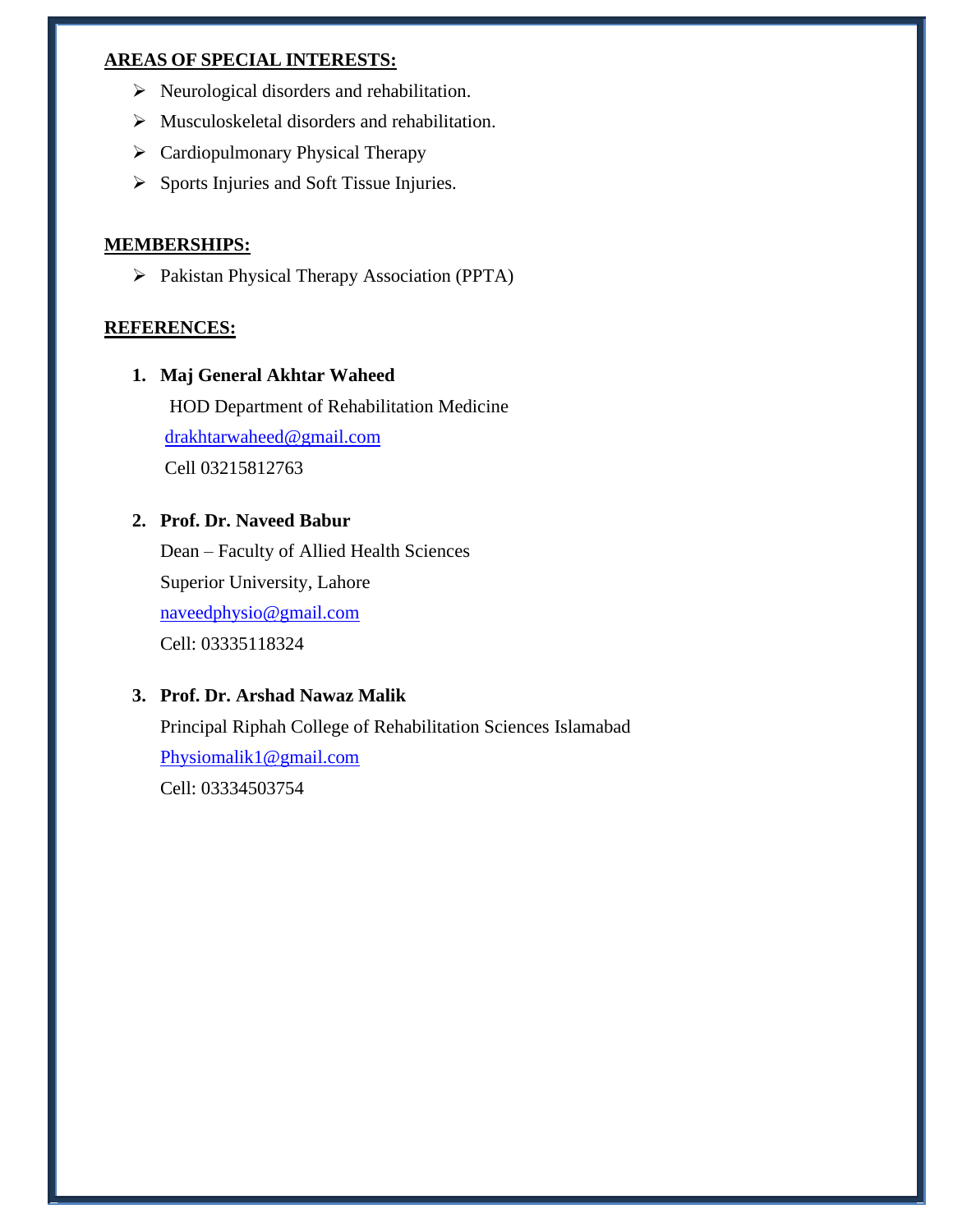**AREAS OF SPECIAL INTERESTS:**

- Neurological disorders and rehabilitation.
- Musculoskeletal disorders and rehabilitation.
- Cardiopulmonary Physical Therapy
- Sports Injuries and Soft Tissue Injuries.

**MEMBERSHIPS:**

- Pakistan Physical Therapy Association (PPTA)

**REFERENCES:**

1. **Maj General Akhtar Waheed**
   HOD Department of Rehabilitation Medicine
   drakhtarwaheed@gmail.com
   Cell 03215812763

2. **Prof. Dr. Naveed Babur**
   Dean – Faculty of Allied Health Sciences
   Superior University, Lahore
   naveedphysio@gmail.com
   Cell: 03335118324

3. **Prof. Dr. Arshad Nawaz Malik**
   Principal Riphah College of Rehabilitation Sciences Islamabad
   Physiomalik1@gmail.com
   Cell: 03334503754